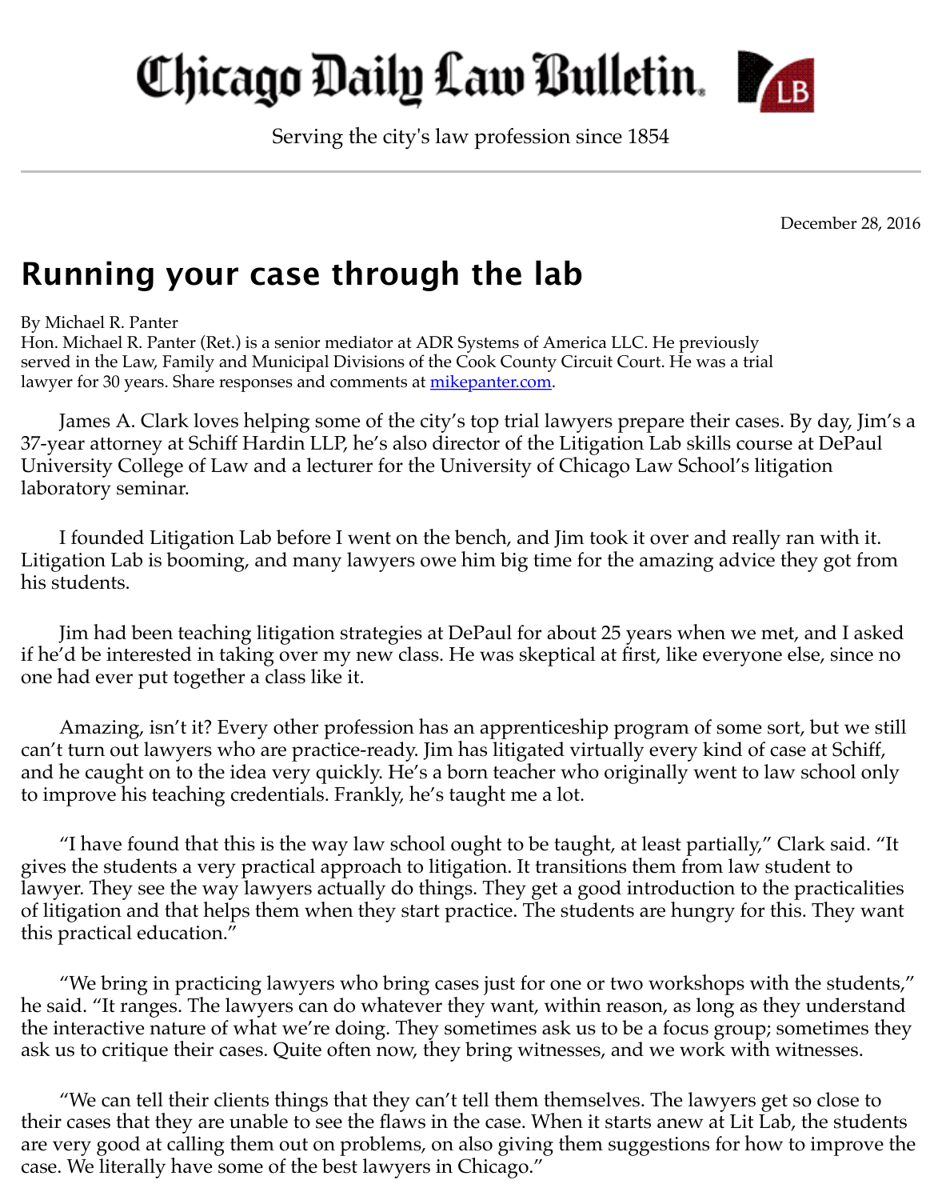# Chicago Daily Law Bulletin.

Serving the city's law profession since 1854

December 28, 2016

## Running your case through the lab

By Michael R. Panter

Hon. Michael R. Panter (Ret.) is a senior mediator at ADR Systems of America LLC. He previously served in the Law, Family and Municipal Divisions of the Cook County Circuit Court. He was a trial lawyer for 30 years. Share responses and comments at [mikepanter.com](mikepanter.com).

James A. Clark loves helping some of the city's top trial lawyers prepare their cases. By day, Jim's a 37-year attorney at Schiff Hardin LLP, he's also director of the Litigation Lab skills course at DePaul University College of Law and a lecturer for the University of Chicago Law School's litigation laboratory seminar.

I founded Litigation Lab before I went on the bench, and Jim took it over and really ran with it. Litigation Lab is booming, and many lawyers owe him big time for the amazing advice they got from his students.

Jim had been teaching litigation strategies at DePaul for about 25 years when we met, and I asked if he'd be interested in taking over my new class. He was skeptical at first, like everyone else, since no one had ever put together a class like it.

Amazing, isn't it? Every other profession has an apprenticeship program of some sort, but we still can't turn out lawyers who are practice-ready. Jim has litigated virtually every kind of case at Schiff, and he caught on to the idea very quickly. He's a born teacher who originally went to law school only to improve his teaching credentials. Frankly, he's taught me a lot.

"I have found that this is the way law school ought to be taught, at least partially," Clark said. "It gives the students a very practical approach to litigation. It transitions them from law student to lawyer. They see the way lawyers actually do things. They get a good introduction to the practicalities of litigation and that helps them when they start practice. The students are hungry for this. They want this practical education."

"We bring in practicing lawyers who bring cases just for one or two workshops with the students," he said. "It ranges. The lawyers can do whatever they want, within reason, as long as they understand the interactive nature of what we're doing. They sometimes ask us to be a focus group; sometimes they ask us to critique their cases. Quite often now, they bring witnesses, and we work with witnesses.

"We can tell their clients things that they can't tell them themselves. The lawyers get so close to their cases that they are unable to see the flaws in the case. When it starts anew at Lit Lab, the students are very good at calling them out on problems, on also giving them suggestions for how to improve the case. We literally have some of the best lawyers in Chicago."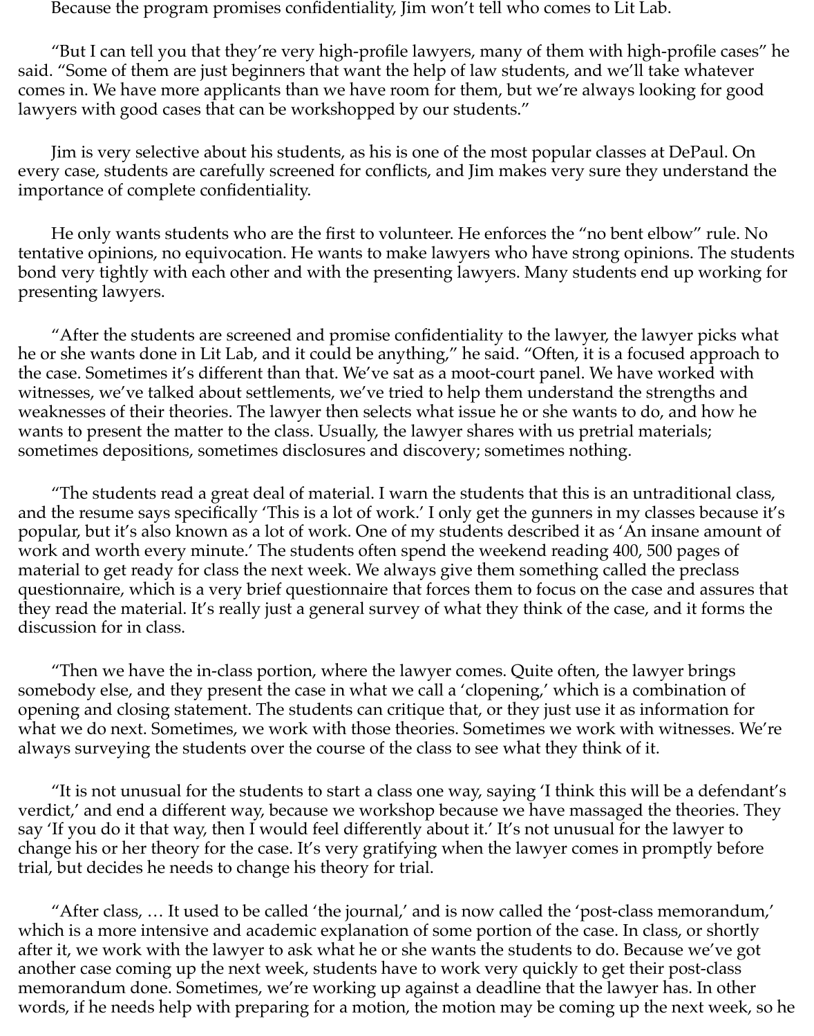Because the program promises confidentiality, Jim won't tell who comes to Lit Lab.

"But I can tell you that they're very high-profile lawyers, many of them with high-profile cases" he said. "Some of them are just beginners that want the help of law students, and we'll take whatever comes in. We have more applicants than we have room for them, but we're always looking for good lawyers with good cases that can be workshopped by our students."

Jim is very selective about his students, as his is one of the most popular classes at DePaul. On every case, students are carefully screened for conflicts, and Jim makes very sure they understand the importance of complete confidentiality.

He only wants students who are the first to volunteer. He enforces the "no bent elbow" rule. No tentative opinions, no equivocation. He wants to make lawyers who have strong opinions. The students bond very tightly with each other and with the presenting lawyers. Many students end up working for presenting lawyers.

"After the students are screened and promise confidentiality to the lawyer, the lawyer picks what he or she wants done in Lit Lab, and it could be anything," he said. "Often, it is a focused approach to the case. Sometimes it's different than that. We've sat as a moot-court panel. We have worked with witnesses, we've talked about settlements, we've tried to help them understand the strengths and weaknesses of their theories. The lawyer then selects what issue he or she wants to do, and how he wants to present the matter to the class. Usually, the lawyer shares with us pretrial materials; sometimes depositions, sometimes disclosures and discovery; sometimes nothing.

"The students read a great deal of material. I warn the students that this is an untraditional class, and the resume says specifically 'This is a lot of work.' I only get the gunners in my classes because it's popular, but it's also known as a lot of work. One of my students described it as 'An insane amount of work and worth every minute.' The students often spend the weekend reading 400, 500 pages of material to get ready for class the next week. We always give them something called the preclass questionnaire, which is a very brief questionnaire that forces them to focus on the case and assures that they read the material. It's really just a general survey of what they think of the case, and it forms the discussion for in class.

"Then we have the in-class portion, where the lawyer comes. Quite often, the lawyer brings somebody else, and they present the case in what we call a 'clopening,' which is a combination of opening and closing statement. The students can critique that, or they just use it as information for what we do next. Sometimes, we work with those theories. Sometimes we work with witnesses. We're always surveying the students over the course of the class to see what they think of it.

"It is not unusual for the students to start a class one way, saying 'I think this will be a defendant's verdict,' and end a different way, because we workshop because we have massaged the theories. They say 'If you do it that way, then I would feel differently about it.' It's not unusual for the lawyer to change his or her theory for the case. It's very gratifying when the lawyer comes in promptly before trial, but decides he needs to change his theory for trial.

"After class, … It used to be called 'the journal,' and is now called the 'post-class memorandum,' which is a more intensive and academic explanation of some portion of the case. In class, or shortly after it, we work with the lawyer to ask what he or she wants the students to do. Because we've got another case coming up the next week, students have to work very quickly to get their post-class memorandum done. Sometimes, we're working up against a deadline that the lawyer has. In other words, if he needs help with preparing for a motion, the motion may be coming up the next week, so he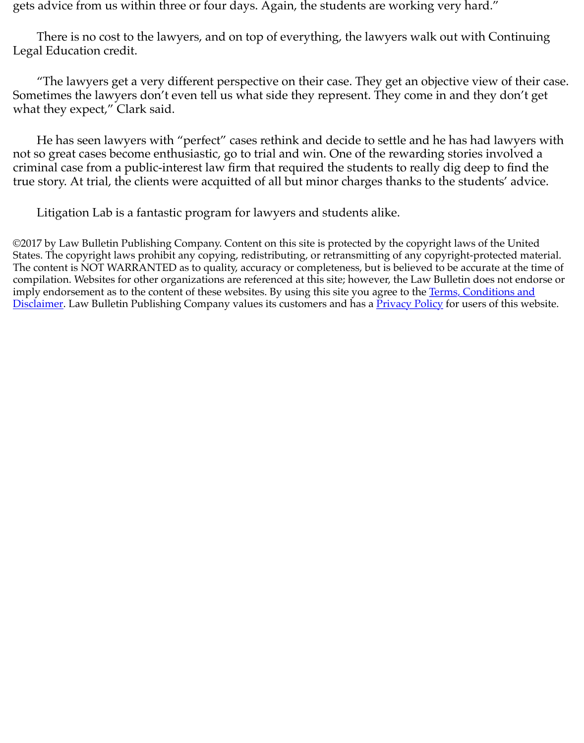gets advice from us within three or four days. Again, the students are working very hard."

There is no cost to the lawyers, and on top of everything, the lawyers walk out with Continuing Legal Education credit.

"The lawyers get a very different perspective on their case. They get an objective view of their case. Sometimes the lawyers don't even tell us what side they represent. They come in and they don't get what they expect," Clark said.

He has seen lawyers with "perfect" cases rethink and decide to settle and he has had lawyers with not so great cases become enthusiastic, go to trial and win. One of the rewarding stories involved a criminal case from a public-interest law firm that required the students to really dig deep to find the true story. At trial, the clients were acquitted of all but minor charges thanks to the students' advice.

Litigation Lab is a fantastic program for lawyers and students alike.

©2017 by Law Bulletin Publishing Company. Content on this site is protected by the copyright laws of the United States. The copyright laws prohibit any copying, redistributing, or retransmitting of any copyright-protected material. The content is NOT WARRANTED as to quality, accuracy or completeness, but is believed to be accurate at the time of compilation. Websites for other organizations are referenced at this site; however, the Law Bulletin does not endorse or imply endorsement as to the content of these websites. By using this site you agree to the Terms, Conditions and Disclaimer. Law Bulletin Publishing Company values its customers and has a Privacy Policy for users of this website.